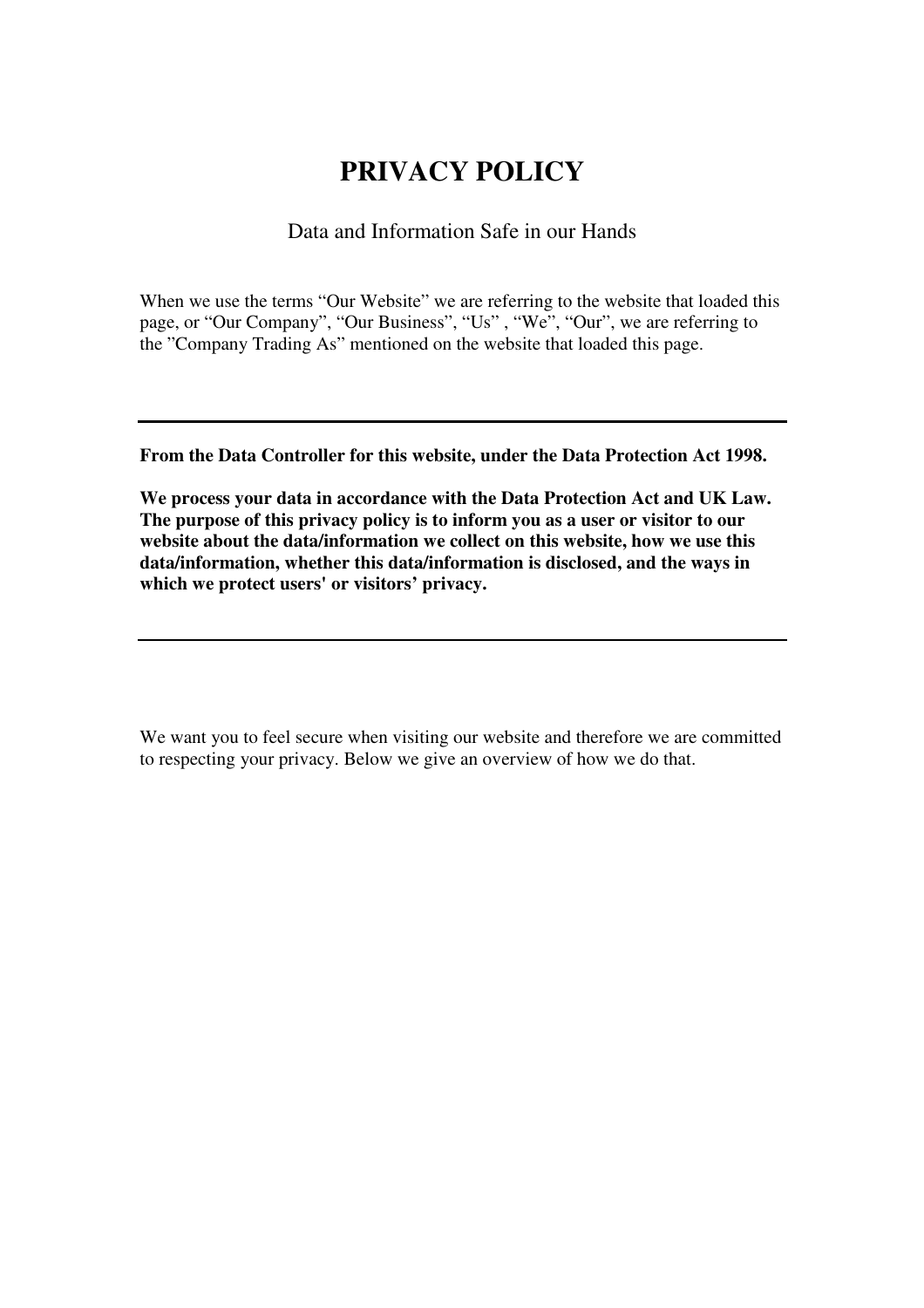# PRIVACY POLICY

Data and Information Safe in our Hands

When we use the terms “Our Website” we are referring to the website that loaded this page, or “Our Company”, “Our Business”, “Us” , “We”, “Our”, we are referring to the ”Company Trading As” mentioned on the website that loaded this page.

---

**From the Data Controller for this website, under the Data Protection Act 1998.**

**We process your data in accordance with the Data Protection Act and UK Law. The purpose of this privacy policy is to inform you as a user or visitor to our website about the data/information we collect on this website, how we use this data/information, whether this data/information is disclosed, and the ways in which we protect users' or visitors’ privacy.**

---

We want you to feel secure when visiting our website and therefore we are committed to respecting your privacy. Below we give an overview of how we do that.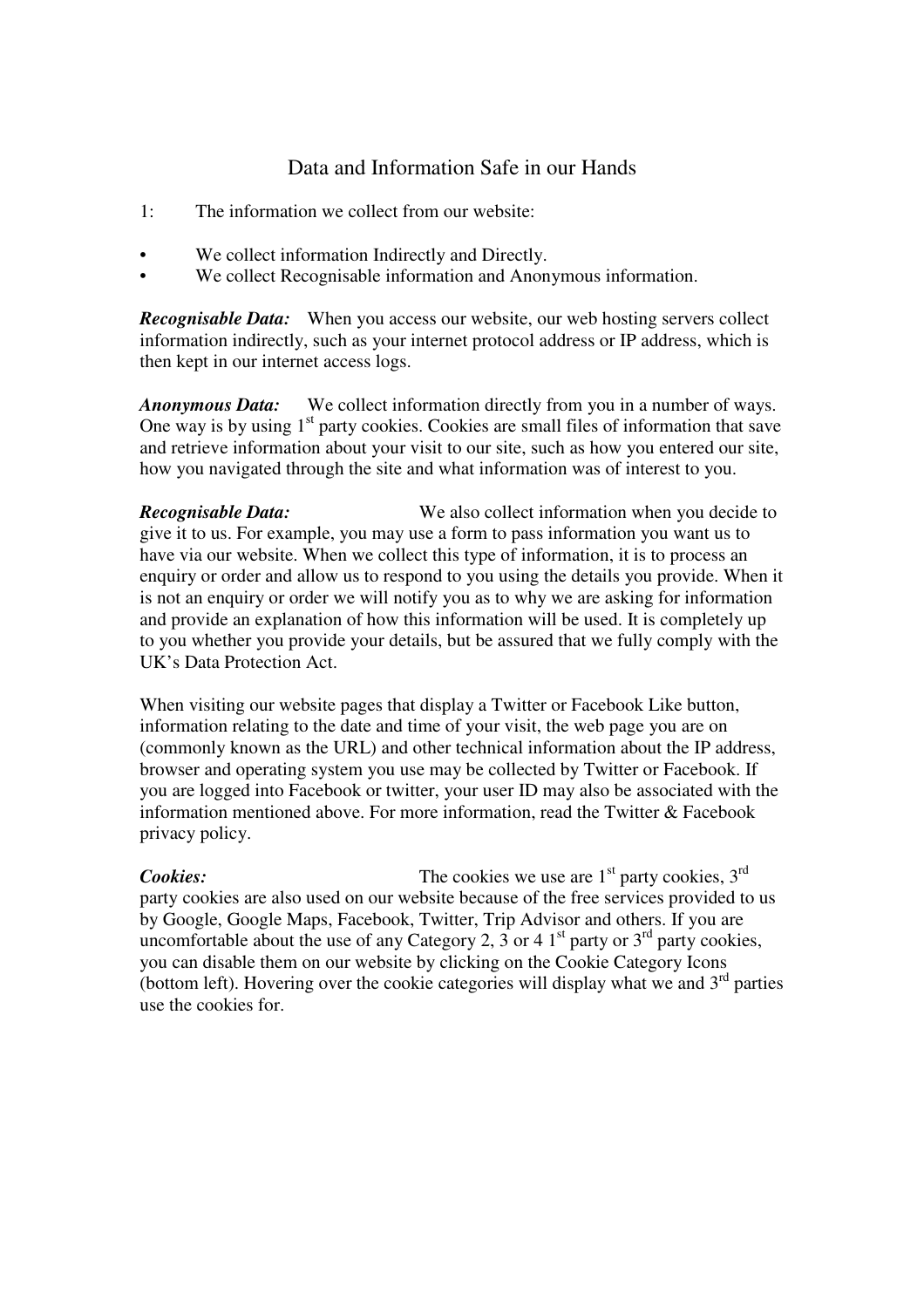# Data and Information Safe in our Hands

1: The information we collect from our website:

- We collect information Indirectly and Directly.
- We collect Recognisable information and Anonymous information.

***Recognisable Data:*** When you access our website, our web hosting servers collect information indirectly, such as your internet protocol address or IP address, which is then kept in our internet access logs.

***Anonymous Data:*** We collect information directly from you in a number of ways. One way is by using 1st party cookies. Cookies are small files of information that save and retrieve information about your visit to our site, such as how you entered our site, how you navigated through the site and what information was of interest to you.

***Recognisable Data:*** We also collect information when you decide to give it to us. For example, you may use a form to pass information you want us to have via our website. When we collect this type of information, it is to process an enquiry or order and allow us to respond to you using the details you provide. When it is not an enquiry or order we will notify you as to why we are asking for information and provide an explanation of how this information will be used. It is completely up to you whether you provide your details, but be assured that we fully comply with the UK's Data Protection Act.

When visiting our website pages that display a Twitter or Facebook Like button, information relating to the date and time of your visit, the web page you are on (commonly known as the URL) and other technical information about the IP address, browser and operating system you use may be collected by Twitter or Facebook. If you are logged into Facebook or twitter, your user ID may also be associated with the information mentioned above. For more information, read the Twitter & Facebook privacy policy.

***Cookies:*** The cookies we use are 1st party cookies, 3rd party cookies are also used on our website because of the free services provided to us by Google, Google Maps, Facebook, Twitter, Trip Advisor and others. If you are uncomfortable about the use of any Category 2, 3 or 4 1st party or 3rd party cookies, you can disable them on our website by clicking on the Cookie Category Icons (bottom left). Hovering over the cookie categories will display what we and 3rd parties use the cookies for.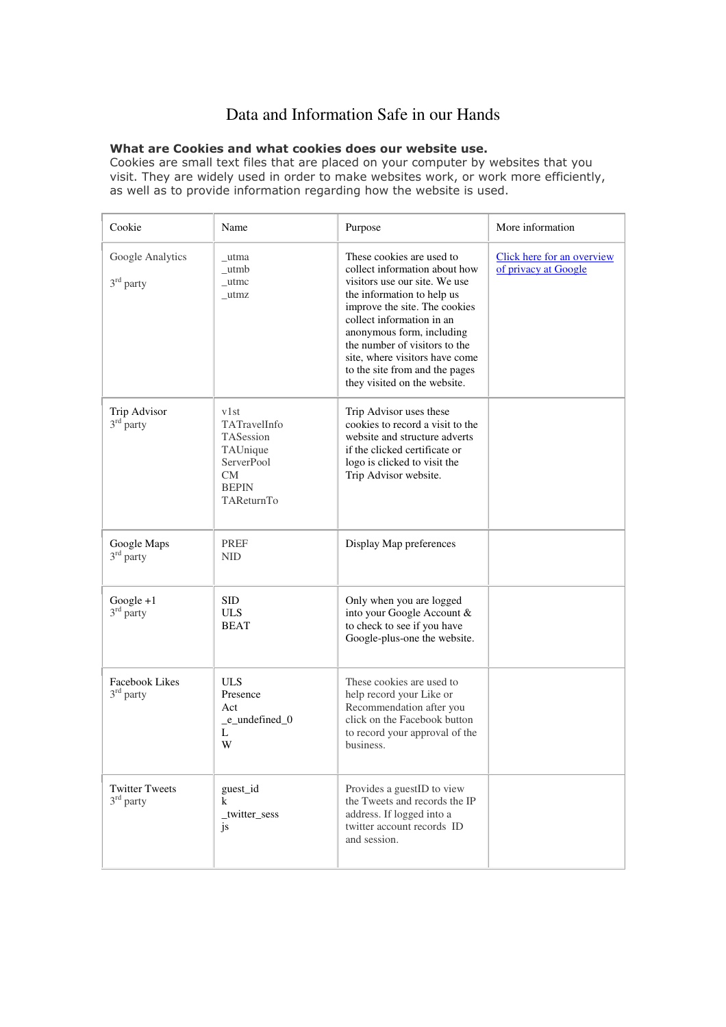# Data and Information Safe in our Hands

**What are Cookies and what cookies does our website use.**
Cookies are small text files that are placed on your computer by websites that you visit. They are widely used in order to make websites work, or work more efficiently, as well as to provide information regarding how the website is used.

| Cookie | Name | Purpose | More information |
|---|---|---|---|
| Google Analytics<br><br>3rd party | _utma<br>_utmb<br>_utmc<br>_utmz | These cookies are used to collect information about how visitors use our site. We use the information to help us improve the site. The cookies collect information in an anonymous form, including the number of visitors to the site, where visitors have come to the site from and the pages they visited on the website. | [Click here for an overview of privacy at Google]() |
| Trip Advisor<br>3rd party | v1st<br>TATravelInfo<br>TASession<br>TAUnique<br>ServerPool<br>CM<br>BEPIN<br>TAReturnTo | Trip Advisor uses these cookies to record a visit to the website and structure adverts if the clicked certificate or logo is clicked to visit the Trip Advisor website. | |
| Google Maps<br>3rd party | PREF<br>NID | Display Map preferences | |
| Google +1<br>3rd party | SID<br>ULS<br>BEAT | Only when you are logged into your Google Account & to check to see if you have Google-plus-one the website. | |
| Facebook Likes<br>3rd party | ULS<br>Presence<br>Act<br>_e_undefined_0<br>L<br>W | These cookies are used to help record your Like or Recommendation after you click on the Facebook button to record your approval of the business. | |
| Twitter Tweets<br>3rd party | guest_id<br>k<br>_twitter_sess<br>js | Provides a guestID to view the Tweets and records the IP address. If logged into a twitter account records ID and session. | |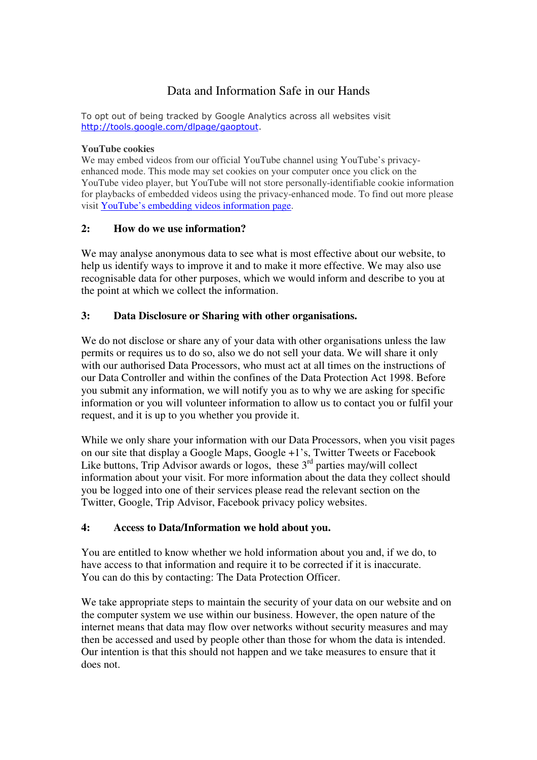# Data and Information Safe in our Hands

To opt out of being tracked by Google Analytics across all websites visit [http://tools.google.com/dlpage/gaoptout](http://tools.google.com/dlpage/gaoptout).

**YouTube cookies**

We may embed videos from our official YouTube channel using YouTube's privacy-enhanced mode. This mode may set cookies on your computer once you click on the YouTube video player, but YouTube will not store personally-identifiable cookie information for playbacks of embedded videos using the privacy-enhanced mode. To find out more please visit YouTube's embedding videos information page.

### 2: How do we use information?

We may analyse anonymous data to see what is most effective about our website, to help us identify ways to improve it and to make it more effective. We may also use recognisable data for other purposes, which we would inform and describe to you at the point at which we collect the information.

### 3: Data Disclosure or Sharing with other organisations.

We do not disclose or share any of your data with other organisations unless the law permits or requires us to do so, also we do not sell your data. We will share it only with our authorised Data Processors, who must act at all times on the instructions of our Data Controller and within the confines of the Data Protection Act 1998. Before you submit any information, we will notify you as to why we are asking for specific information or you will volunteer information to allow us to contact you or fulfil your request, and it is up to you whether you provide it.

While we only share your information with our Data Processors, when you visit pages on our site that display a Google Maps, Google +1's, Twitter Tweets or Facebook Like buttons, Trip Advisor awards or logos, these 3rd parties may/will collect information about your visit. For more information about the data they collect should you be logged into one of their services please read the relevant section on the Twitter, Google, Trip Advisor, Facebook privacy policy websites.

### 4: Access to Data/Information we hold about you.

You are entitled to know whether we hold information about you and, if we do, to have access to that information and require it to be corrected if it is inaccurate. You can do this by contacting: The Data Protection Officer.

We take appropriate steps to maintain the security of your data on our website and on the computer system we use within our business. However, the open nature of the internet means that data may flow over networks without security measures and may then be accessed and used by people other than those for whom the data is intended. Our intention is that this should not happen and we take measures to ensure that it does not.